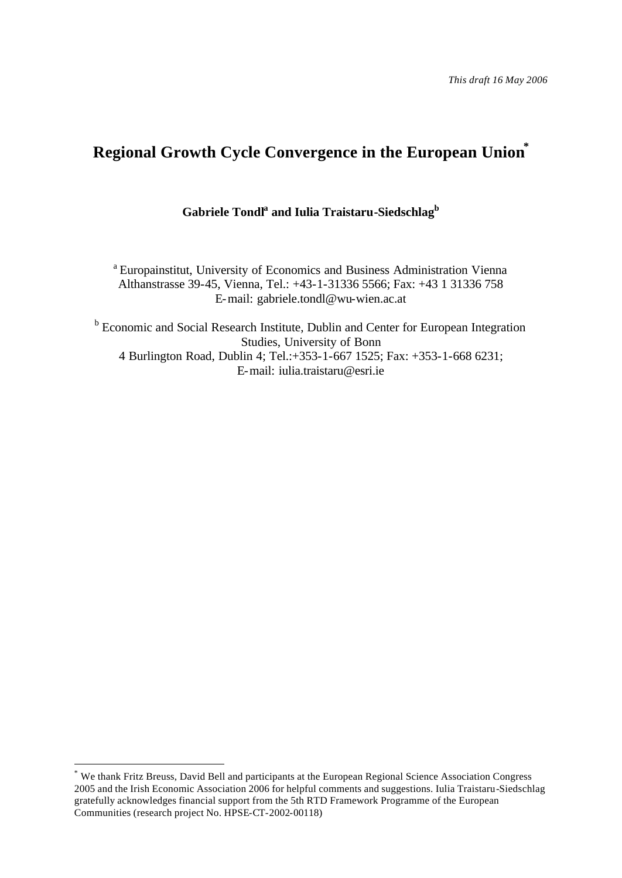*This draft 16 May 2006*

# Regional Growth Cycle Convergence in the European Union*

**Gabriele Tondl[a] and Iulia Traistaru-Siedschlag[b]**

[a] Europainstitut, University of Economics and Business Administration Vienna
Althanstrasse 39-45, Vienna, Tel.: +43-1-31336 5566; Fax: +43 1 31336 758
E-mail: gabriele.tondl@wu-wien.ac.at

[b] Economic and Social Research Institute, Dublin and Center for European Integration Studies, University of Bonn
4 Burlington Road, Dublin 4; Tel.:+353-1-667 1525; Fax: +353-1-668 6231;
E-mail: iulia.traistaru@esri.ie

---

* We thank Fritz Breuss, David Bell and participants at the European Regional Science Association Congress 2005 and the Irish Economic Association 2006 for helpful comments and suggestions. Iulia Traistaru-Siedschlag gratefully acknowledges financial support from the 5th RTD Framework Programme of the European Communities (research project No. HPSE-CT-2002-00118)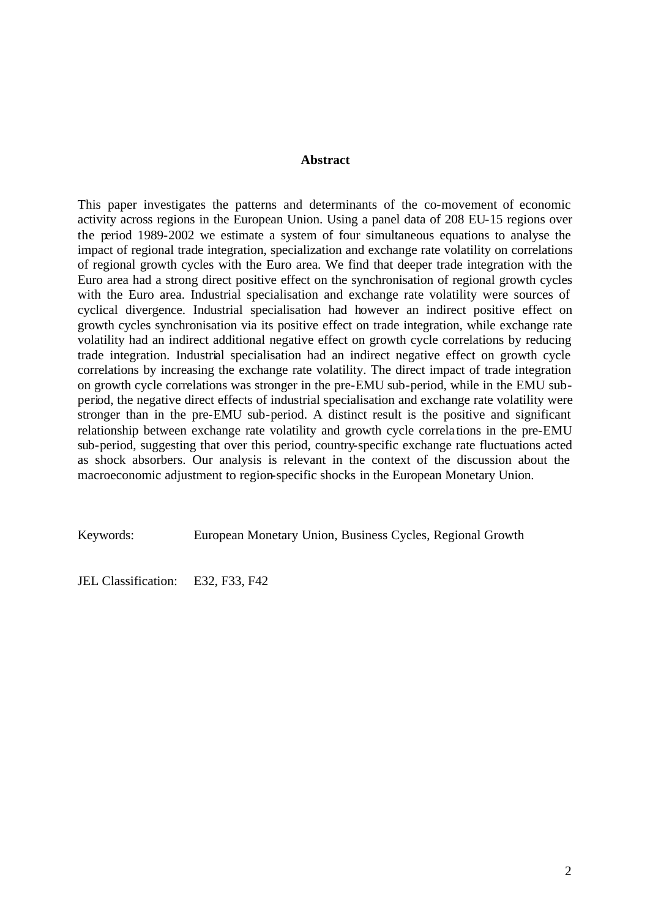## Abstract

This paper investigates the patterns and determinants of the co-movement of economic activity across regions in the European Union. Using a panel data of 208 EU-15 regions over the period 1989-2002 we estimate a system of four simultaneous equations to analyse the impact of regional trade integration, specialization and exchange rate volatility on correlations of regional growth cycles with the Euro area. We find that deeper trade integration with the Euro area had a strong direct positive effect on the synchronisation of regional growth cycles with the Euro area. Industrial specialisation and exchange rate volatility were sources of cyclical divergence. Industrial specialisation had however an indirect positive effect on growth cycles synchronisation via its positive effect on trade integration, while exchange rate volatility had an indirect additional negative effect on growth cycle correlations by reducing trade integration. Industrial specialisation had an indirect negative effect on growth cycle correlations by increasing the exchange rate volatility. The direct impact of trade integration on growth cycle correlations was stronger in the pre-EMU sub-period, while in the EMU sub-period, the negative direct effects of industrial specialisation and exchange rate volatility were stronger than in the pre-EMU sub-period. A distinct result is the positive and significant relationship between exchange rate volatility and growth cycle correlations in the pre-EMU sub-period, suggesting that over this period, country-specific exchange rate fluctuations acted as shock absorbers. Our analysis is relevant in the context of the discussion about the macroeconomic adjustment to region-specific shocks in the European Monetary Union.

Keywords: European Monetary Union, Business Cycles, Regional Growth

JEL Classification: E32, F33, F42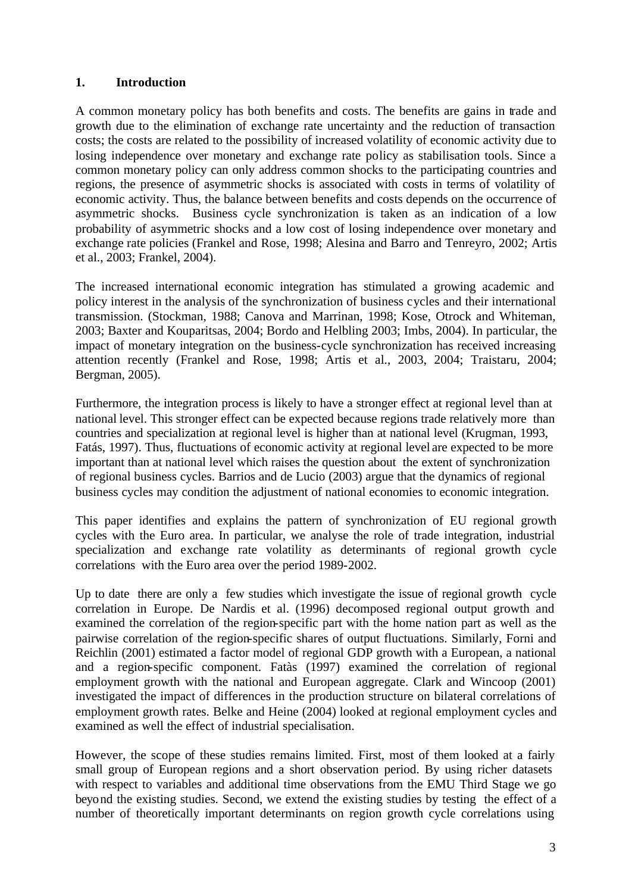## 1. Introduction

A common monetary policy has both benefits and costs. The benefits are gains in trade and growth due to the elimination of exchange rate uncertainty and the reduction of transaction costs; the costs are related to the possibility of increased volatility of economic activity due to losing independence over monetary and exchange rate policy as stabilisation tools. Since a common monetary policy can only address common shocks to the participating countries and regions, the presence of asymmetric shocks is associated with costs in terms of volatility of economic activity. Thus, the balance between benefits and costs depends on the occurrence of asymmetric shocks. Business cycle synchronization is taken as an indication of a low probability of asymmetric shocks and a low cost of losing independence over monetary and exchange rate policies (Frankel and Rose, 1998; Alesina and Barro and Tenreyro, 2002; Artis et al., 2003; Frankel, 2004).

The increased international economic integration has stimulated a growing academic and policy interest in the analysis of the synchronization of business cycles and their international transmission. (Stockman, 1988; Canova and Marrinan, 1998; Kose, Otrock and Whiteman, 2003; Baxter and Kouparitsas, 2004; Bordo and Helbling 2003; Imbs, 2004). In particular, the impact of monetary integration on the business-cycle synchronization has received increasing attention recently (Frankel and Rose, 1998; Artis et al., 2003, 2004; Traistaru, 2004; Bergman, 2005).

Furthermore, the integration process is likely to have a stronger effect at regional level than at national level. This stronger effect can be expected because regions trade relatively more than countries and specialization at regional level is higher than at national level (Krugman, 1993, Fatás, 1997). Thus, fluctuations of economic activity at regional level are expected to be more important than at national level which raises the question about the extent of synchronization of regional business cycles. Barrios and de Lucio (2003) argue that the dynamics of regional business cycles may condition the adjustment of national economies to economic integration.

This paper identifies and explains the pattern of synchronization of EU regional growth cycles with the Euro area. In particular, we analyse the role of trade integration, industrial specialization and exchange rate volatility as determinants of regional growth cycle correlations with the Euro area over the period 1989-2002.

Up to date there are only a few studies which investigate the issue of regional growth cycle correlation in Europe. De Nardis et al. (1996) decomposed regional output growth and examined the correlation of the region-specific part with the home nation part as well as the pairwise correlation of the region-specific shares of output fluctuations. Similarly, Forni and Reichlin (2001) estimated a factor model of regional GDP growth with a European, a national and a region-specific component. Fatàs (1997) examined the correlation of regional employment growth with the national and European aggregate. Clark and Wincoop (2001) investigated the impact of differences in the production structure on bilateral correlations of employment growth rates. Belke and Heine (2004) looked at regional employment cycles and examined as well the effect of industrial specialisation.

However, the scope of these studies remains limited. First, most of them looked at a fairly small group of European regions and a short observation period. By using richer datasets with respect to variables and additional time observations from the EMU Third Stage we go beyond the existing studies. Second, we extend the existing studies by testing the effect of a number of theoretically important determinants on region growth cycle correlations using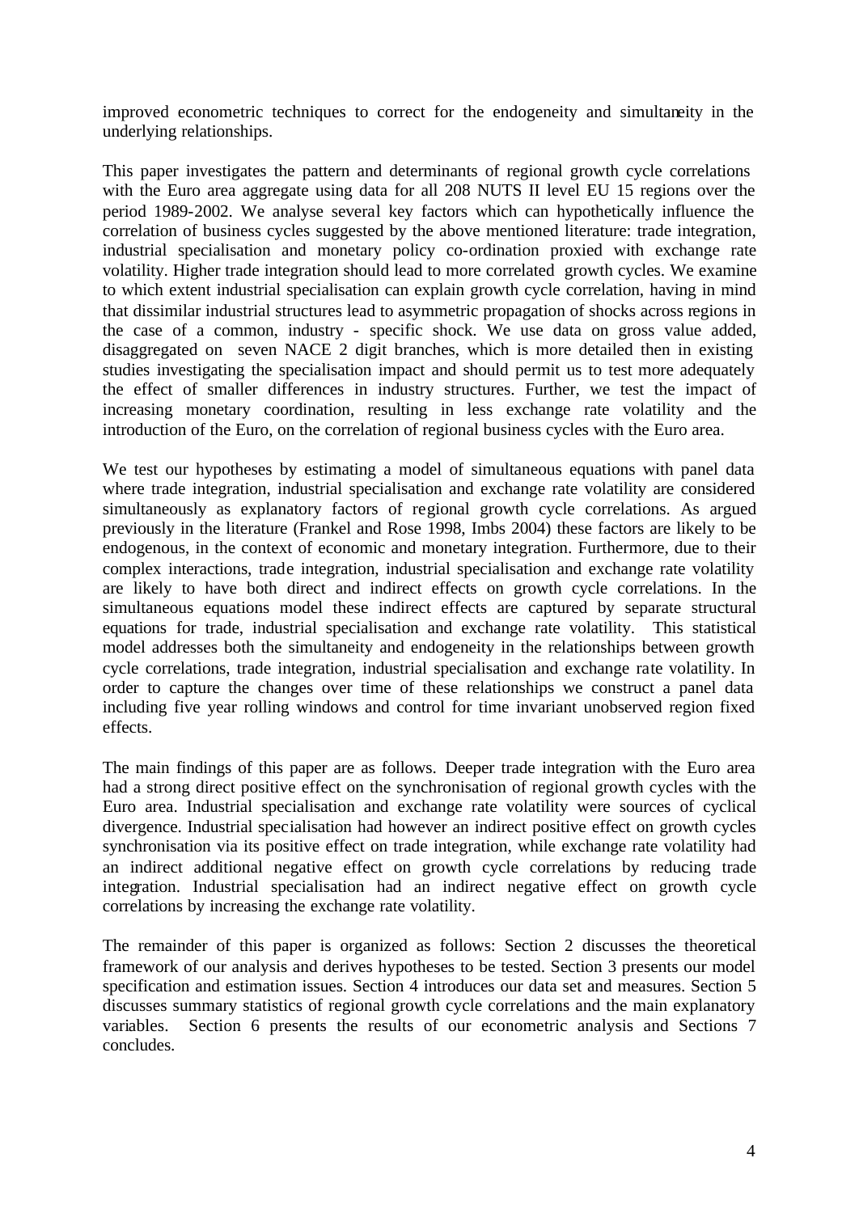improved econometric techniques to correct for the endogeneity and simultaneity in the underlying relationships.

This paper investigates the pattern and determinants of regional growth cycle correlations with the Euro area aggregate using data for all 208 NUTS II level EU 15 regions over the period 1989-2002. We analyse several key factors which can hypothetically influence the correlation of business cycles suggested by the above mentioned literature: trade integration, industrial specialisation and monetary policy co-ordination proxied with exchange rate volatility. Higher trade integration should lead to more correlated growth cycles. We examine to which extent industrial specialisation can explain growth cycle correlation, having in mind that dissimilar industrial structures lead to asymmetric propagation of shocks across regions in the case of a common, industry - specific shock. We use data on gross value added, disaggregated on seven NACE 2 digit branches, which is more detailed then in existing studies investigating the specialisation impact and should permit us to test more adequately the effect of smaller differences in industry structures. Further, we test the impact of increasing monetary coordination, resulting in less exchange rate volatility and the introduction of the Euro, on the correlation of regional business cycles with the Euro area.

We test our hypotheses by estimating a model of simultaneous equations with panel data where trade integration, industrial specialisation and exchange rate volatility are considered simultaneously as explanatory factors of regional growth cycle correlations. As argued previously in the literature (Frankel and Rose 1998, Imbs 2004) these factors are likely to be endogenous, in the context of economic and monetary integration. Furthermore, due to their complex interactions, trade integration, industrial specialisation and exchange rate volatility are likely to have both direct and indirect effects on growth cycle correlations. In the simultaneous equations model these indirect effects are captured by separate structural equations for trade, industrial specialisation and exchange rate volatility. This statistical model addresses both the simultaneity and endogeneity in the relationships between growth cycle correlations, trade integration, industrial specialisation and exchange rate volatility. In order to capture the changes over time of these relationships we construct a panel data including five year rolling windows and control for time invariant unobserved region fixed effects.

The main findings of this paper are as follows. Deeper trade integration with the Euro area had a strong direct positive effect on the synchronisation of regional growth cycles with the Euro area. Industrial specialisation and exchange rate volatility were sources of cyclical divergence. Industrial specialisation had however an indirect positive effect on growth cycles synchronisation via its positive effect on trade integration, while exchange rate volatility had an indirect additional negative effect on growth cycle correlations by reducing trade integration. Industrial specialisation had an indirect negative effect on growth cycle correlations by increasing the exchange rate volatility.

The remainder of this paper is organized as follows: Section 2 discusses the theoretical framework of our analysis and derives hypotheses to be tested. Section 3 presents our model specification and estimation issues. Section 4 introduces our data set and measures. Section 5 discusses summary statistics of regional growth cycle correlations and the main explanatory variables. Section 6 presents the results of our econometric analysis and Sections 7 concludes.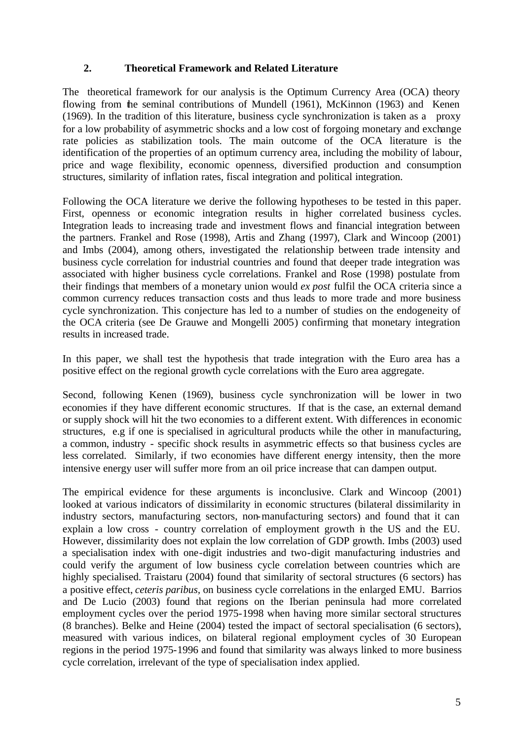## 2. Theoretical Framework and Related Literature

The theoretical framework for our analysis is the Optimum Currency Area (OCA) theory flowing from the seminal contributions of Mundell (1961), McKinnon (1963) and Kenen (1969). In the tradition of this literature, business cycle synchronization is taken as a proxy for a low probability of asymmetric shocks and a low cost of forgoing monetary and exchange rate policies as stabilization tools. The main outcome of the OCA literature is the identification of the properties of an optimum currency area, including the mobility of labour, price and wage flexibility, economic openness, diversified production and consumption structures, similarity of inflation rates, fiscal integration and political integration.

Following the OCA literature we derive the following hypotheses to be tested in this paper. First, openness or economic integration results in higher correlated business cycles. Integration leads to increasing trade and investment flows and financial integration between the partners. Frankel and Rose (1998), Artis and Zhang (1997), Clark and Wincoop (2001) and Imbs (2004), among others, investigated the relationship between trade intensity and business cycle correlation for industrial countries and found that deeper trade integration was associated with higher business cycle correlations. Frankel and Rose (1998) postulate from their findings that members of a monetary union would *ex post* fulfil the OCA criteria since a common currency reduces transaction costs and thus leads to more trade and more business cycle synchronization. This conjecture has led to a number of studies on the endogeneity of the OCA criteria (see De Grauwe and Mongelli 2005) confirming that monetary integration results in increased trade.

In this paper, we shall test the hypothesis that trade integration with the Euro area has a positive effect on the regional growth cycle correlations with the Euro area aggregate.

Second, following Kenen (1969), business cycle synchronization will be lower in two economies if they have different economic structures. If that is the case, an external demand or supply shock will hit the two economies to a different extent. With differences in economic structures, e.g if one is specialised in agricultural products while the other in manufacturing, a common, industry - specific shock results in asymmetric effects so that business cycles are less correlated. Similarly, if two economies have different energy intensity, then the more intensive energy user will suffer more from an oil price increase that can dampen output.

The empirical evidence for these arguments is inconclusive. Clark and Wincoop (2001) looked at various indicators of dissimilarity in economic structures (bilateral dissimilarity in industry sectors, manufacturing sectors, non-manufacturing sectors) and found that it can explain a low cross - country correlation of employment growth in the US and the EU. However, dissimilarity does not explain the low correlation of GDP growth. Imbs (2003) used a specialisation index with one-digit industries and two-digit manufacturing industries and could verify the argument of low business cycle correlation between countries which are highly specialised. Traistaru (2004) found that similarity of sectoral structures (6 sectors) has a positive effect, *ceteris paribus,* on business cycle correlations in the enlarged EMU. Barrios and De Lucio (2003) found that regions on the Iberian peninsula had more correlated employment cycles over the period 1975-1998 when having more similar sectoral structures (8 branches). Belke and Heine (2004) tested the impact of sectoral specialisation (6 sectors), measured with various indices, on bilateral regional employment cycles of 30 European regions in the period 1975-1996 and found that similarity was always linked to more business cycle correlation, irrelevant of the type of specialisation index applied.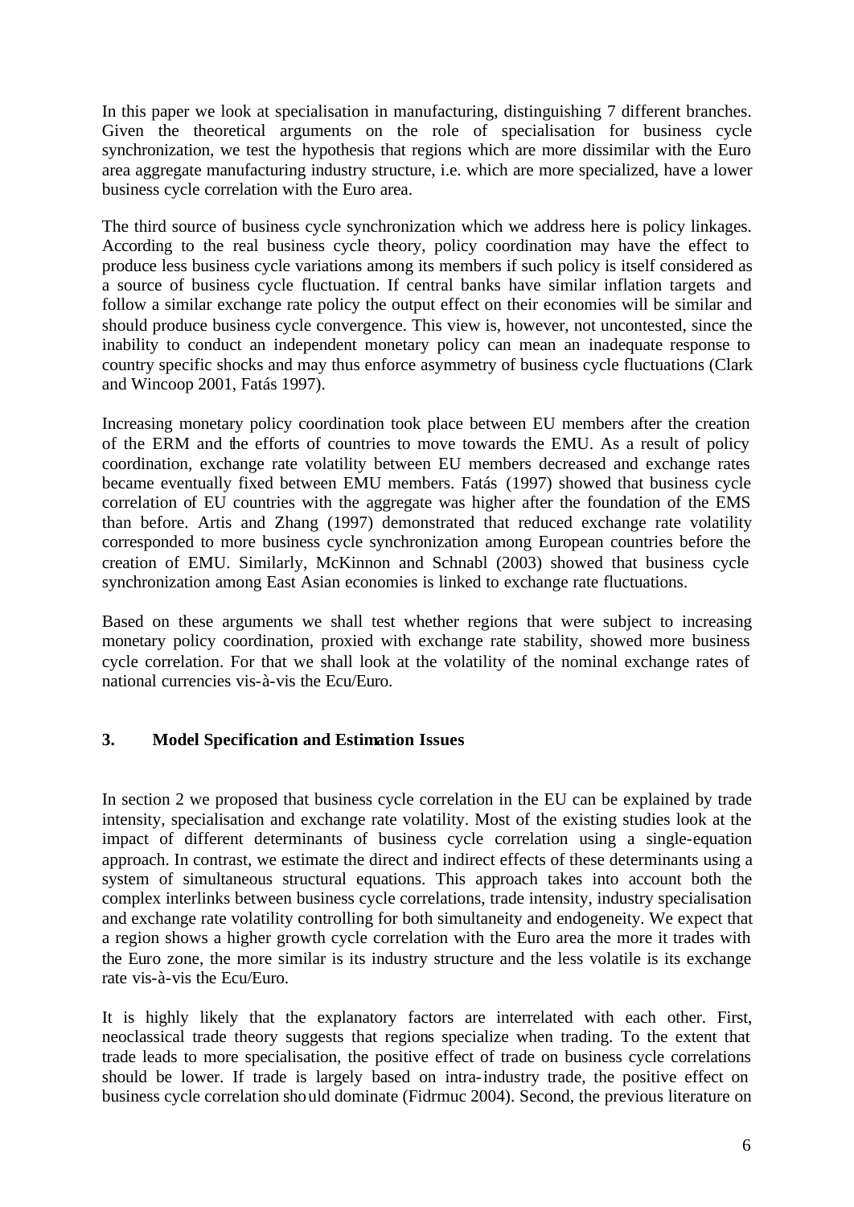In this paper we look at specialisation in manufacturing, distinguishing 7 different branches. Given the theoretical arguments on the role of specialisation for business cycle synchronization, we test the hypothesis that regions which are more dissimilar with the Euro area aggregate manufacturing industry structure, i.e. which are more specialized, have a lower business cycle correlation with the Euro area.

The third source of business cycle synchronization which we address here is policy linkages. According to the real business cycle theory, policy coordination may have the effect to produce less business cycle variations among its members if such policy is itself considered as a source of business cycle fluctuation. If central banks have similar inflation targets and follow a similar exchange rate policy the output effect on their economies will be similar and should produce business cycle convergence. This view is, however, not uncontested, since the inability to conduct an independent monetary policy can mean an inadequate response to country specific shocks and may thus enforce asymmetry of business cycle fluctuations (Clark and Wincoop 2001, Fatás 1997).

Increasing monetary policy coordination took place between EU members after the creation of the ERM and the efforts of countries to move towards the EMU. As a result of policy coordination, exchange rate volatility between EU members decreased and exchange rates became eventually fixed between EMU members. Fatás (1997) showed that business cycle correlation of EU countries with the aggregate was higher after the foundation of the EMS than before. Artis and Zhang (1997) demonstrated that reduced exchange rate volatility corresponded to more business cycle synchronization among European countries before the creation of EMU. Similarly, McKinnon and Schnabl (2003) showed that business cycle synchronization among East Asian economies is linked to exchange rate fluctuations.

Based on these arguments we shall test whether regions that were subject to increasing monetary policy coordination, proxied with exchange rate stability, showed more business cycle correlation. For that we shall look at the volatility of the nominal exchange rates of national currencies vis-à-vis the Ecu/Euro.

## 3. Model Specification and Estimation Issues

In section 2 we proposed that business cycle correlation in the EU can be explained by trade intensity, specialisation and exchange rate volatility. Most of the existing studies look at the impact of different determinants of business cycle correlation using a single-equation approach. In contrast, we estimate the direct and indirect effects of these determinants using a system of simultaneous structural equations. This approach takes into account both the complex interlinks between business cycle correlations, trade intensity, industry specialisation and exchange rate volatility controlling for both simultaneity and endogeneity. We expect that a region shows a higher growth cycle correlation with the Euro area the more it trades with the Euro zone, the more similar is its industry structure and the less volatile is its exchange rate vis-à-vis the Ecu/Euro.

It is highly likely that the explanatory factors are interrelated with each other. First, neoclassical trade theory suggests that regions specialize when trading. To the extent that trade leads to more specialisation, the positive effect of trade on business cycle correlations should be lower. If trade is largely based on intra-industry trade, the positive effect on business cycle correlation should dominate (Fidrmuc 2004). Second, the previous literature on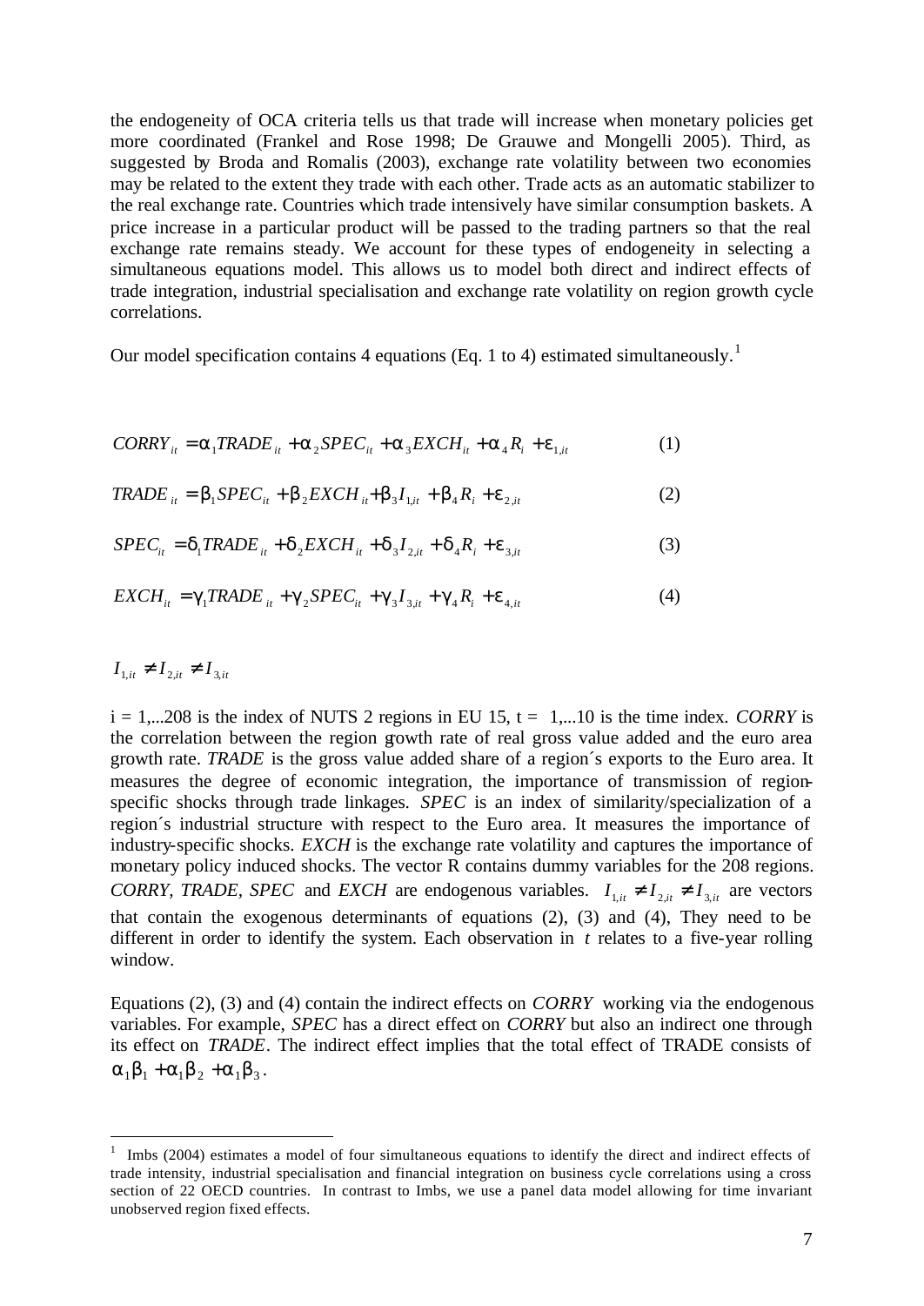the endogeneity of OCA criteria tells us that trade will increase when monetary policies get more coordinated (Frankel and Rose 1998; De Grauwe and Mongelli 2005). Third, as suggested by Broda and Romalis (2003), exchange rate volatility between two economies may be related to the extent they trade with each other. Trade acts as an automatic stabilizer to the real exchange rate. Countries which trade intensively have similar consumption baskets. A price increase in a particular product will be passed to the trading partners so that the real exchange rate remains steady. We account for these types of endogeneity in selecting a simultaneous equations model. This allows us to model both direct and indirect effects of trade integration, industrial specialisation and exchange rate volatility on region growth cycle correlations.

Our model specification contains 4 equations (Eq. 1 to 4) estimated simultaneously.[1]

$$CORRY_{it} = \alpha_1 TRADE_{it} + \alpha_2 SPEC_{it} + \alpha_3 EXCH_{it} + \alpha_4 R_i + \varepsilon_{1,it} \qquad (1)$$

$$TRADE_{it} = \beta_1 SPEC_{it} + \beta_2 EXCH_{it} + \beta_3 I_{1,it} + \beta_4 R_i + \varepsilon_{2,it} \qquad (2)$$

$$SPEC_{it} = \delta_1 TRADE_{it} + \delta_2 EXCH_{it} + \delta_3 I_{2,it} + \delta_4 R_i + \varepsilon_{3,it} \qquad (3)$$

$$EXCH_{it} = \gamma_1 TRADE_{it} + \gamma_2 SPEC_{it} + \gamma_3 I_{3,it} + \gamma_4 R_i + \varepsilon_{4,it} \qquad (4)$$

$$I_{1,it} \neq I_{2,it} \neq I_{3,it}$$

$i = 1,...208$ is the index of NUTS 2 regions in EU 15, $t = 1,...10$ is the time index. *CORRY* is the correlation between the region growth rate of real gross value added and the euro area growth rate. *TRADE* is the gross value added share of a region´s exports to the Euro area. It measures the degree of economic integration, the importance of transmission of region-specific shocks through trade linkages. *SPEC* is an index of similarity/specialization of a region´s industrial structure with respect to the Euro area. It measures the importance of industry-specific shocks. *EXCH* is the exchange rate volatility and captures the importance of monetary policy induced shocks. The vector R contains dummy variables for the 208 regions. *CORRY*, *TRADE*, *SPEC* and *EXCH* are endogenous variables. $I_{1,it} \neq I_{2,it} \neq I_{3,it}$ are vectors that contain the exogenous determinants of equations (2), (3) and (4), They need to be different in order to identify the system. Each observation in $t$ relates to a five-year rolling window.

Equations (2), (3) and (4) contain the indirect effects on *CORRY* working via the endogenous variables. For example, *SPEC* has a direct effect on *CORRY* but also an indirect one through its effect on *TRADE*. The indirect effect implies that the total effect of TRADE consists of $\alpha_1\beta_1 + \alpha_1\beta_2 + \alpha_1\beta_3$.

[1] Imbs (2004) estimates a model of four simultaneous equations to identify the direct and indirect effects of trade intensity, industrial specialisation and financial integration on business cycle correlations using a cross section of 22 OECD countries. In contrast to Imbs, we use a panel data model allowing for time invariant unobserved region fixed effects.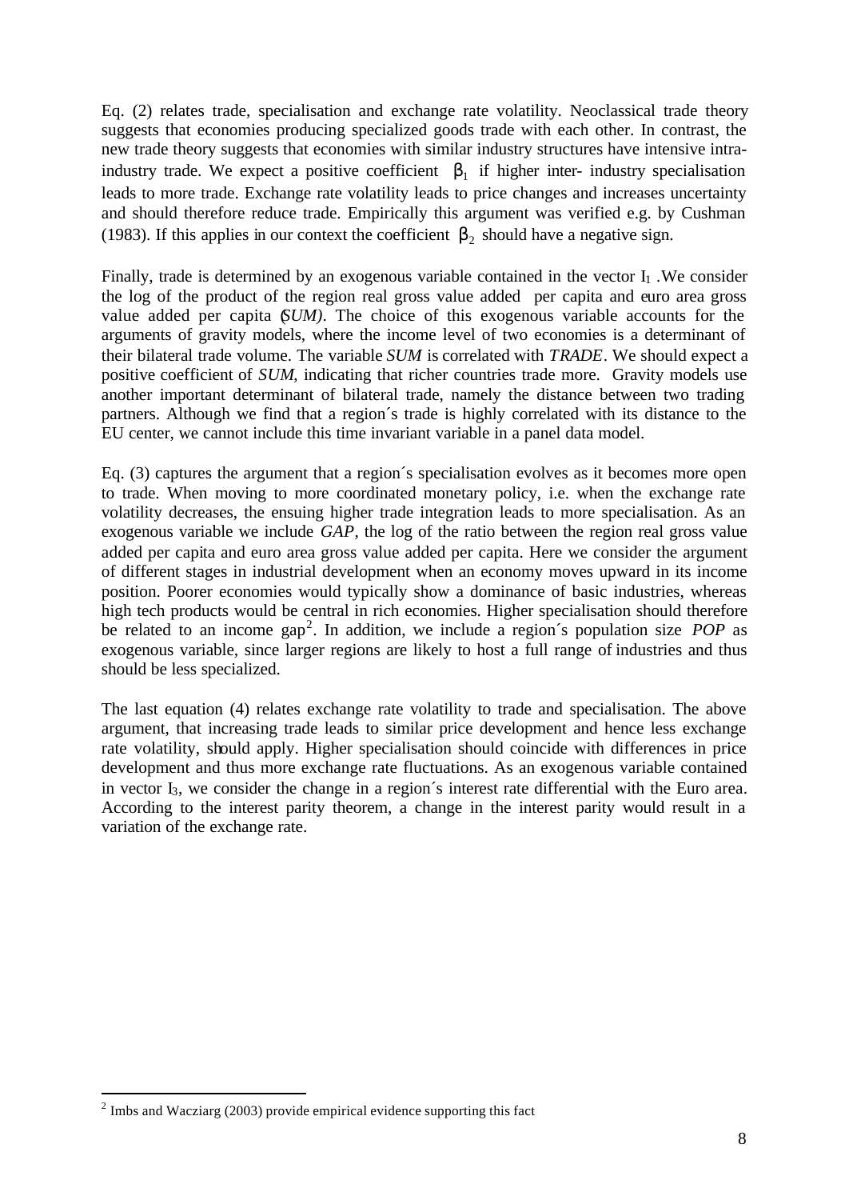Eq. (2) relates trade, specialisation and exchange rate volatility. Neoclassical trade theory suggests that economies producing specialized goods trade with each other. In contrast, the new trade theory suggests that economies with similar industry structures have intensive intra-industry trade. We expect a positive coefficient $\beta_1$ if higher inter- industry specialisation leads to more trade. Exchange rate volatility leads to price changes and increases uncertainty and should therefore reduce trade. Empirically this argument was verified e.g. by Cushman (1983). If this applies in our context the coefficient $\beta_2$ should have a negative sign.

Finally, trade is determined by an exogenous variable contained in the vector $I_1$ .We consider the log of the product of the region real gross value added per capita and euro area gross value added per capita (*SUM)*. The choice of this exogenous variable accounts for the arguments of gravity models, where the income level of two economies is a determinant of their bilateral trade volume. The variable *SUM* is correlated with *TRADE*. We should expect a positive coefficient of *SUM*, indicating that richer countries trade more. Gravity models use another important determinant of bilateral trade, namely the distance between two trading partners. Although we find that a region´s trade is highly correlated with its distance to the EU center, we cannot include this time invariant variable in a panel data model.

Eq. (3) captures the argument that a region´s specialisation evolves as it becomes more open to trade. When moving to more coordinated monetary policy, i.e. when the exchange rate volatility decreases, the ensuing higher trade integration leads to more specialisation. As an exogenous variable we include *GAP*, the log of the ratio between the region real gross value added per capita and euro area gross value added per capita. Here we consider the argument of different stages in industrial development when an economy moves upward in its income position. Poorer economies would typically show a dominance of basic industries, whereas high tech products would be central in rich economies. Higher specialisation should therefore be related to an income gap[2]. In addition, we include a region´s population size *POP* as exogenous variable, since larger regions are likely to host a full range of industries and thus should be less specialized.

The last equation (4) relates exchange rate volatility to trade and specialisation. The above argument, that increasing trade leads to similar price development and hence less exchange rate volatility, should apply. Higher specialisation should coincide with differences in price development and thus more exchange rate fluctuations. As an exogenous variable contained in vector $I_3$, we consider the change in a region´s interest rate differential with the Euro area. According to the interest parity theorem, a change in the interest parity would result in a variation of the exchange rate.

[2] Imbs and Wacziarg (2003) provide empirical evidence supporting this fact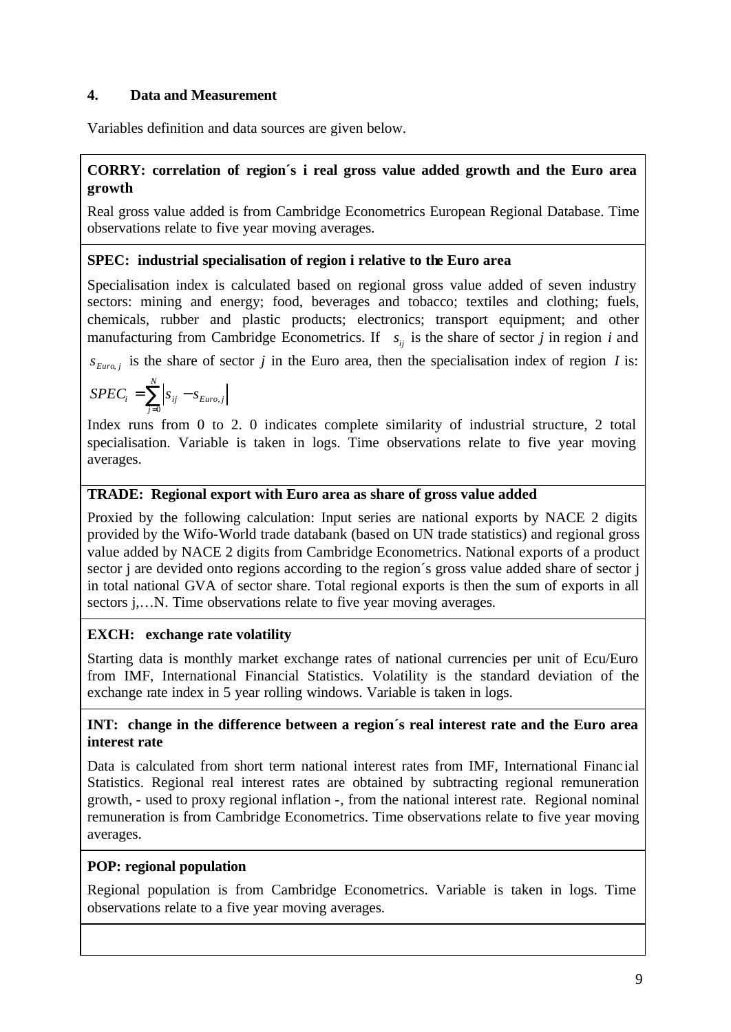## 4. Data and Measurement

Variables definition and data sources are given below.

**CORRY: correlation of region´s i real gross value added growth and the Euro area growth**

Real gross value added is from Cambridge Econometrics European Regional Database. Time observations relate to five year moving averages.

**SPEC: industrial specialisation of region i relative to the Euro area**

Specialisation index is calculated based on regional gross value added of seven industry sectors: mining and energy; food, beverages and tobacco; textiles and clothing; fuels, chemicals, rubber and plastic products; electronics; transport equipment; and other manufacturing from Cambridge Econometrics. If $s_{ij}$ is the share of sector *j* in region *i* and $s_{Euro,j}$ is the share of sector *j* in the Euro area, then the specialisation index of region *I* is:

$$SPEC_i = \sum_{j=0}^{N} \left| s_{ij} - s_{Euro,j} \right|$$

Index runs from 0 to 2. 0 indicates complete similarity of industrial structure, 2 total specialisation. Variable is taken in logs. Time observations relate to five year moving averages.

**TRADE: Regional export with Euro area as share of gross value added**

Proxied by the following calculation: Input series are national exports by NACE 2 digits provided by the Wifo-World trade databank (based on UN trade statistics) and regional gross value added by NACE 2 digits from Cambridge Econometrics. National exports of a product sector j are devided onto regions according to the region´s gross value added share of sector j in total national GVA of sector share. Total regional exports is then the sum of exports in all sectors j,…N. Time observations relate to five year moving averages.

**EXCH: exchange rate volatility**

Starting data is monthly market exchange rates of national currencies per unit of Ecu/Euro from IMF, International Financial Statistics. Volatility is the standard deviation of the exchange rate index in 5 year rolling windows. Variable is taken in logs.

**INT: change in the difference between a region´s real interest rate and the Euro area interest rate**

Data is calculated from short term national interest rates from IMF, International Financial Statistics. Regional real interest rates are obtained by subtracting regional remuneration growth, - used to proxy regional inflation -, from the national interest rate. Regional nominal remuneration is from Cambridge Econometrics. Time observations relate to five year moving averages.

**POP: regional population**

Regional population is from Cambridge Econometrics. Variable is taken in logs. Time observations relate to a five year moving averages.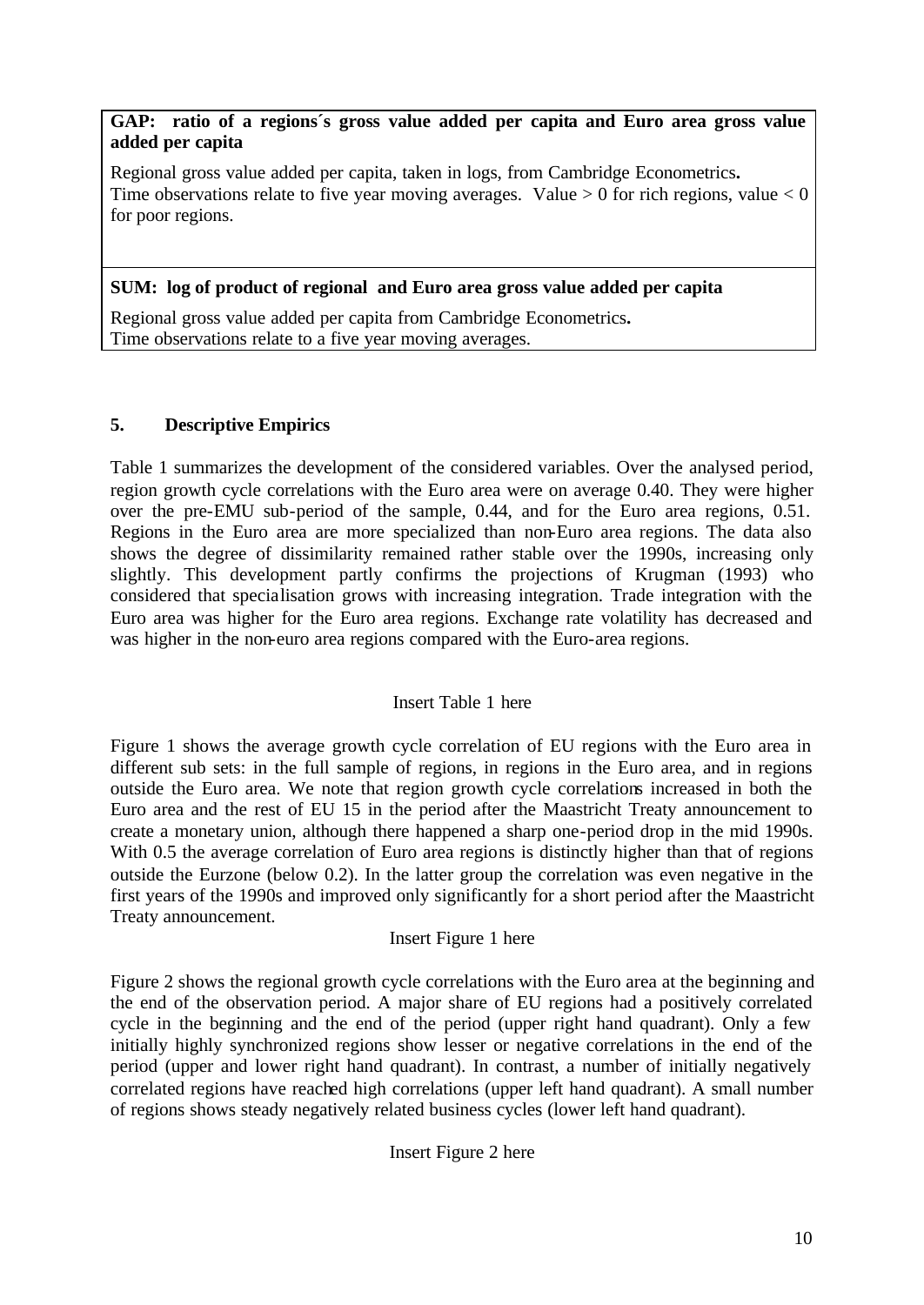| **GAP: ratio of a regions´s gross value added per capita and Euro area gross value added per capita** |
| --- |
| Regional gross value added per capita, taken in logs, from Cambridge Econometrics. Time observations relate to five year moving averages. Value > 0 for rich regions, value < 0 for poor regions. |
| **SUM: log of product of regional and Euro area gross value added per capita** |
| Regional gross value added per capita from Cambridge Econometrics. Time observations relate to a five year moving averages. |

## 5. Descriptive Empirics

Table 1 summarizes the development of the considered variables. Over the analysed period, region growth cycle correlations with the Euro area were on average 0.40. They were higher over the pre-EMU sub-period of the sample, 0.44, and for the Euro area regions, 0.51. Regions in the Euro area are more specialized than non-Euro area regions. The data also shows the degree of dissimilarity remained rather stable over the 1990s, increasing only slightly. This development partly confirms the projections of Krugman (1993) who considered that specialisation grows with increasing integration. Trade integration with the Euro area was higher for the Euro area regions. Exchange rate volatility has decreased and was higher in the non-euro area regions compared with the Euro-area regions.

Insert Table 1 here

Figure 1 shows the average growth cycle correlation of EU regions with the Euro area in different sub sets: in the full sample of regions, in regions in the Euro area, and in regions outside the Euro area. We note that region growth cycle correlations increased in both the Euro area and the rest of EU 15 in the period after the Maastricht Treaty announcement to create a monetary union, although there happened a sharp one-period drop in the mid 1990s. With 0.5 the average correlation of Euro area regions is distinctly higher than that of regions outside the Eurzone (below 0.2). In the latter group the correlation was even negative in the first years of the 1990s and improved only significantly for a short period after the Maastricht Treaty announcement.

Insert Figure 1 here

Figure 2 shows the regional growth cycle correlations with the Euro area at the beginning and the end of the observation period. A major share of EU regions had a positively correlated cycle in the beginning and the end of the period (upper right hand quadrant). Only a few initially highly synchronized regions show lesser or negative correlations in the end of the period (upper and lower right hand quadrant). In contrast, a number of initially negatively correlated regions have reached high correlations (upper left hand quadrant). A small number of regions shows steady negatively related business cycles (lower left hand quadrant).

Insert Figure 2 here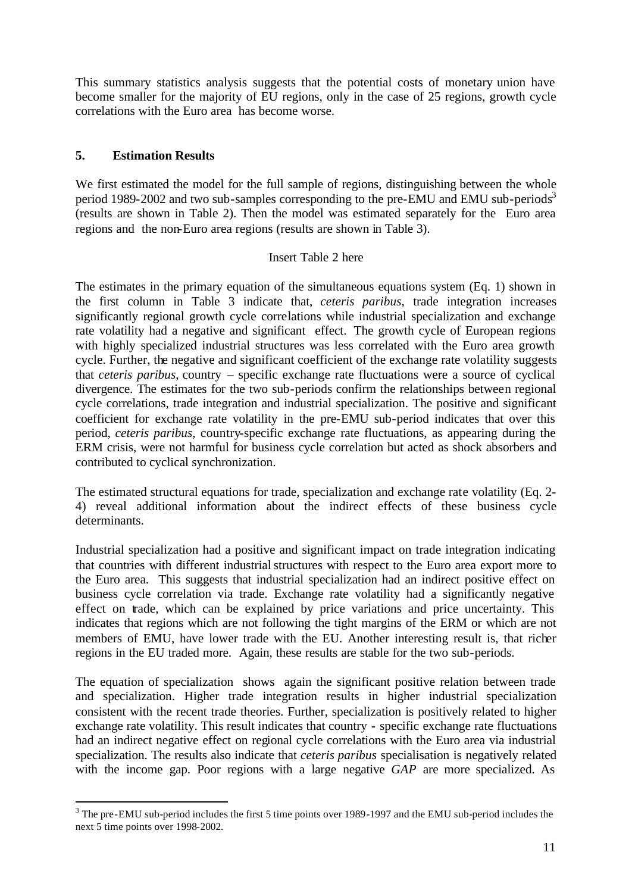This summary statistics analysis suggests that the potential costs of monetary union have become smaller for the majority of EU regions, only in the case of 25 regions, growth cycle correlations with the Euro area has become worse.

## 5. Estimation Results

We first estimated the model for the full sample of regions, distinguishing between the whole period 1989-2002 and two sub-samples corresponding to the pre-EMU and EMU sub-periods[3] (results are shown in Table 2). Then the model was estimated separately for the Euro area regions and the non-Euro area regions (results are shown in Table 3).

Insert Table 2 here

The estimates in the primary equation of the simultaneous equations system (Eq. 1) shown in the first column in Table 3 indicate that, *ceteris paribus*, trade integration increases significantly regional growth cycle correlations while industrial specialization and exchange rate volatility had a negative and significant effect. The growth cycle of European regions with highly specialized industrial structures was less correlated with the Euro area growth cycle. Further, the negative and significant coefficient of the exchange rate volatility suggests that *ceteris paribus*, country – specific exchange rate fluctuations were a source of cyclical divergence. The estimates for the two sub-periods confirm the relationships between regional cycle correlations, trade integration and industrial specialization. The positive and significant coefficient for exchange rate volatility in the pre-EMU sub-period indicates that over this period, *ceteris paribus*, country-specific exchange rate fluctuations, as appearing during the ERM crisis, were not harmful for business cycle correlation but acted as shock absorbers and contributed to cyclical synchronization.

The estimated structural equations for trade, specialization and exchange rate volatility (Eq. 2-4) reveal additional information about the indirect effects of these business cycle determinants.

Industrial specialization had a positive and significant impact on trade integration indicating that countries with different industrial structures with respect to the Euro area export more to the Euro area. This suggests that industrial specialization had an indirect positive effect on business cycle correlation via trade. Exchange rate volatility had a significantly negative effect on trade, which can be explained by price variations and price uncertainty. This indicates that regions which are not following the tight margins of the ERM or which are not members of EMU, have lower trade with the EU. Another interesting result is, that richer regions in the EU traded more. Again, these results are stable for the two sub-periods.

The equation of specialization shows again the significant positive relation between trade and specialization. Higher trade integration results in higher industrial specialization consistent with the recent trade theories. Further, specialization is positively related to higher exchange rate volatility. This result indicates that country - specific exchange rate fluctuations had an indirect negative effect on regional cycle correlations with the Euro area via industrial specialization. The results also indicate that *ceteris paribus* specialisation is negatively related with the income gap. Poor regions with a large negative *GAP* are more specialized. As

---

[3] The pre-EMU sub-period includes the first 5 time points over 1989-1997 and the EMU sub-period includes the next 5 time points over 1998-2002.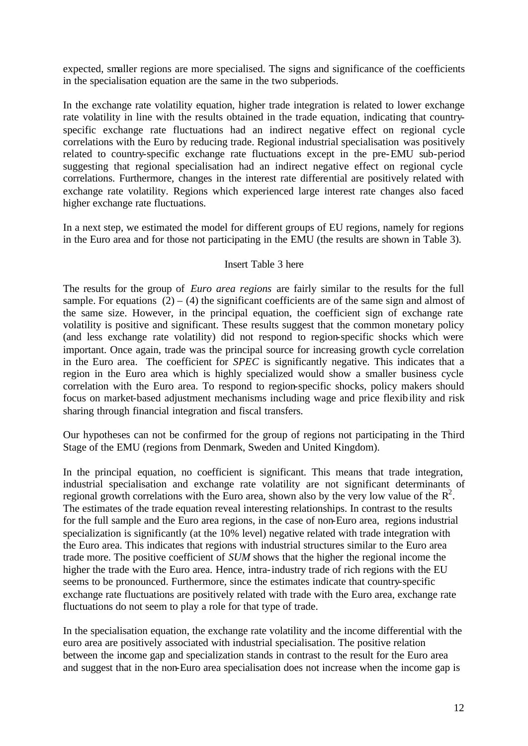expected, smaller regions are more specialised. The signs and significance of the coefficients in the specialisation equation are the same in the two subperiods.

In the exchange rate volatility equation, higher trade integration is related to lower exchange rate volatility in line with the results obtained in the trade equation, indicating that country-specific exchange rate fluctuations had an indirect negative effect on regional cycle correlations with the Euro by reducing trade. Regional industrial specialisation was positively related to country-specific exchange rate fluctuations except in the pre-EMU sub-period suggesting that regional specialisation had an indirect negative effect on regional cycle correlations. Furthermore, changes in the interest rate differential are positively related with exchange rate volatility. Regions which experienced large interest rate changes also faced higher exchange rate fluctuations.

In a next step, we estimated the model for different groups of EU regions, namely for regions in the Euro area and for those not participating in the EMU (the results are shown in Table 3).

Insert Table 3 here

The results for the group of *Euro area regions* are fairly similar to the results for the full sample. For equations (2) – (4) the significant coefficients are of the same sign and almost of the same size. However, in the principal equation, the coefficient sign of exchange rate volatility is positive and significant. These results suggest that the common monetary policy (and less exchange rate volatility) did not respond to region-specific shocks which were important. Once again, trade was the principal source for increasing growth cycle correlation in the Euro area. The coefficient for *SPEC* is significantly negative. This indicates that a region in the Euro area which is highly specialized would show a smaller business cycle correlation with the Euro area. To respond to region-specific shocks, policy makers should focus on market-based adjustment mechanisms including wage and price flexibility and risk sharing through financial integration and fiscal transfers.

Our hypotheses can not be confirmed for the group of regions not participating in the Third Stage of the EMU (regions from Denmark, Sweden and United Kingdom).

In the principal equation, no coefficient is significant. This means that trade integration, industrial specialisation and exchange rate volatility are not significant determinants of regional growth correlations with the Euro area, shown also by the very low value of the $R^2$. The estimates of the trade equation reveal interesting relationships. In contrast to the results for the full sample and the Euro area regions, in the case of non-Euro area, regions industrial specialization is significantly (at the 10% level) negative related with trade integration with the Euro area. This indicates that regions with industrial structures similar to the Euro area trade more. The positive coefficient of *SUM* shows that the higher the regional income the higher the trade with the Euro area. Hence, intra-industry trade of rich regions with the EU seems to be pronounced. Furthermore, since the estimates indicate that country-specific exchange rate fluctuations are positively related with trade with the Euro area, exchange rate fluctuations do not seem to play a role for that type of trade.

In the specialisation equation, the exchange rate volatility and the income differential with the euro area are positively associated with industrial specialisation. The positive relation between the income gap and specialization stands in contrast to the result for the Euro area and suggest that in the non-Euro area specialisation does not increase when the income gap is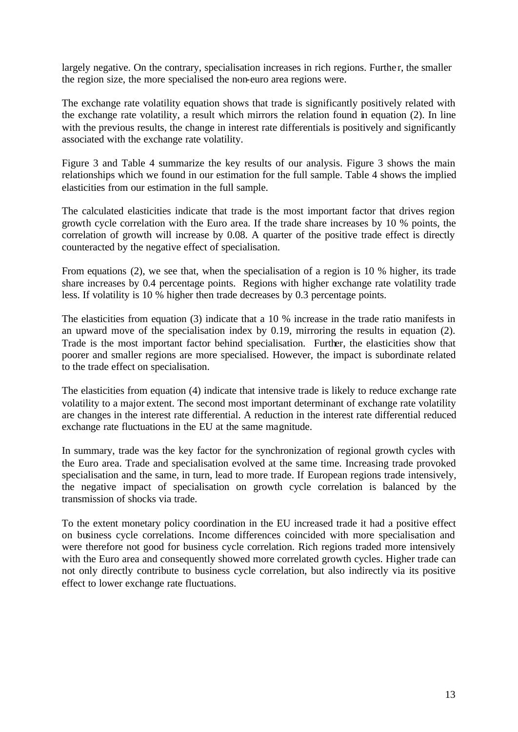largely negative. On the contrary, specialisation increases in rich regions. Further, the smaller the region size, the more specialised the non-euro area regions were.

The exchange rate volatility equation shows that trade is significantly positively related with the exchange rate volatility, a result which mirrors the relation found in equation (2). In line with the previous results, the change in interest rate differentials is positively and significantly associated with the exchange rate volatility.

Figure 3 and Table 4 summarize the key results of our analysis. Figure 3 shows the main relationships which we found in our estimation for the full sample. Table 4 shows the implied elasticities from our estimation in the full sample.

The calculated elasticities indicate that trade is the most important factor that drives region growth cycle correlation with the Euro area. If the trade share increases by 10 % points, the correlation of growth will increase by 0.08. A quarter of the positive trade effect is directly counteracted by the negative effect of specialisation.

From equations (2), we see that, when the specialisation of a region is 10 % higher, its trade share increases by 0.4 percentage points. Regions with higher exchange rate volatility trade less. If volatility is 10 % higher then trade decreases by 0.3 percentage points.

The elasticities from equation (3) indicate that a 10 % increase in the trade ratio manifests in an upward move of the specialisation index by 0.19, mirroring the results in equation (2). Trade is the most important factor behind specialisation. Further, the elasticities show that poorer and smaller regions are more specialised. However, the impact is subordinate related to the trade effect on specialisation.

The elasticities from equation (4) indicate that intensive trade is likely to reduce exchange rate volatility to a major extent. The second most important determinant of exchange rate volatility are changes in the interest rate differential. A reduction in the interest rate differential reduced exchange rate fluctuations in the EU at the same magnitude.

In summary, trade was the key factor for the synchronization of regional growth cycles with the Euro area. Trade and specialisation evolved at the same time. Increasing trade provoked specialisation and the same, in turn, lead to more trade. If European regions trade intensively, the negative impact of specialisation on growth cycle correlation is balanced by the transmission of shocks via trade.

To the extent monetary policy coordination in the EU increased trade it had a positive effect on business cycle correlations. Income differences coincided with more specialisation and were therefore not good for business cycle correlation. Rich regions traded more intensively with the Euro area and consequently showed more correlated growth cycles. Higher trade can not only directly contribute to business cycle correlation, but also indirectly via its positive effect to lower exchange rate fluctuations.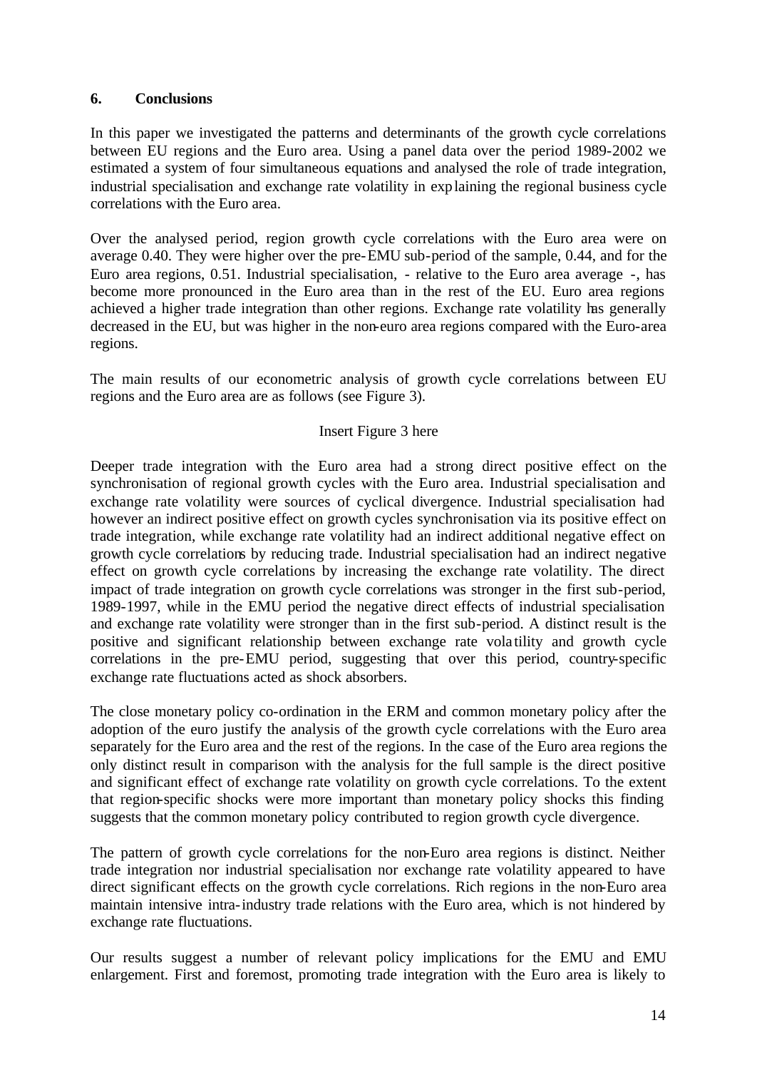## 6. Conclusions

In this paper we investigated the patterns and determinants of the growth cycle correlations between EU regions and the Euro area. Using a panel data over the period 1989-2002 we estimated a system of four simultaneous equations and analysed the role of trade integration, industrial specialisation and exchange rate volatility in explaining the regional business cycle correlations with the Euro area.

Over the analysed period, region growth cycle correlations with the Euro area were on average 0.40. They were higher over the pre-EMU sub-period of the sample, 0.44, and for the Euro area regions, 0.51. Industrial specialisation, - relative to the Euro area average -, has become more pronounced in the Euro area than in the rest of the EU. Euro area regions achieved a higher trade integration than other regions. Exchange rate volatility has generally decreased in the EU, but was higher in the non-euro area regions compared with the Euro-area regions.

The main results of our econometric analysis of growth cycle correlations between EU regions and the Euro area are as follows (see Figure 3).

Insert Figure 3 here

Deeper trade integration with the Euro area had a strong direct positive effect on the synchronisation of regional growth cycles with the Euro area. Industrial specialisation and exchange rate volatility were sources of cyclical divergence. Industrial specialisation had however an indirect positive effect on growth cycles synchronisation via its positive effect on trade integration, while exchange rate volatility had an indirect additional negative effect on growth cycle correlations by reducing trade. Industrial specialisation had an indirect negative effect on growth cycle correlations by increasing the exchange rate volatility. The direct impact of trade integration on growth cycle correlations was stronger in the first sub-period, 1989-1997, while in the EMU period the negative direct effects of industrial specialisation and exchange rate volatility were stronger than in the first sub-period. A distinct result is the positive and significant relationship between exchange rate volatility and growth cycle correlations in the pre-EMU period, suggesting that over this period, country-specific exchange rate fluctuations acted as shock absorbers.

The close monetary policy co-ordination in the ERM and common monetary policy after the adoption of the euro justify the analysis of the growth cycle correlations with the Euro area separately for the Euro area and the rest of the regions. In the case of the Euro area regions the only distinct result in comparison with the analysis for the full sample is the direct positive and significant effect of exchange rate volatility on growth cycle correlations. To the extent that region-specific shocks were more important than monetary policy shocks this finding suggests that the common monetary policy contributed to region growth cycle divergence.

The pattern of growth cycle correlations for the non-Euro area regions is distinct. Neither trade integration nor industrial specialisation nor exchange rate volatility appeared to have direct significant effects on the growth cycle correlations. Rich regions in the non-Euro area maintain intensive intra-industry trade relations with the Euro area, which is not hindered by exchange rate fluctuations.

Our results suggest a number of relevant policy implications for the EMU and EMU enlargement. First and foremost, promoting trade integration with the Euro area is likely to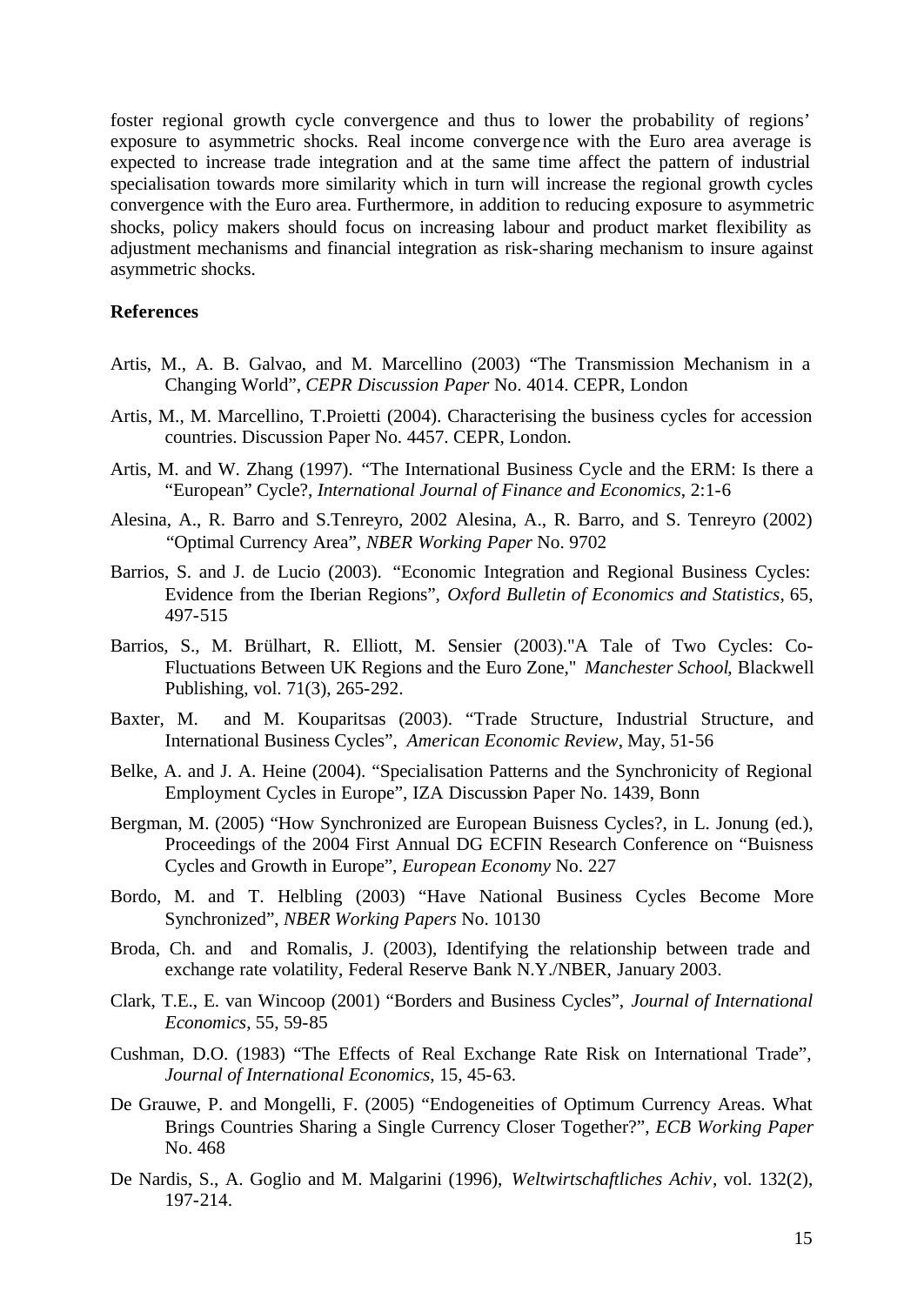foster regional growth cycle convergence and thus to lower the probability of regions' exposure to asymmetric shocks. Real income convergence with the Euro area average is expected to increase trade integration and at the same time affect the pattern of industrial specialisation towards more similarity which in turn will increase the regional growth cycles convergence with the Euro area. Furthermore, in addition to reducing exposure to asymmetric shocks, policy makers should focus on increasing labour and product market flexibility as adjustment mechanisms and financial integration as risk-sharing mechanism to insure against asymmetric shocks.

**References**

Artis, M., A. B. Galvao, and M. Marcellino (2003) "The Transmission Mechanism in a Changing World", *CEPR Discussion Paper* No. 4014. CEPR, London

Artis, M., M. Marcellino, T.Proietti (2004). Characterising the business cycles for accession countries. Discussion Paper No. 4457. CEPR, London.

Artis, M. and W. Zhang (1997). "The International Business Cycle and the ERM: Is there a "European" Cycle?, *International Journal of Finance and Economics*, 2:1-6

Alesina, A., R. Barro and S.Tenreyro, 2002 Alesina, A., R. Barro, and S. Tenreyro (2002) "Optimal Currency Area", *NBER Working Paper* No. 9702

Barrios, S. and J. de Lucio (2003). "Economic Integration and Regional Business Cycles: Evidence from the Iberian Regions", *Oxford Bulletin of Economics and Statistics*, 65, 497-515

Barrios, S., M. Brülhart, R. Elliott, M. Sensier (2003)."A Tale of Two Cycles: Co-Fluctuations Between UK Regions and the Euro Zone," *Manchester School*, Blackwell Publishing, vol. 71(3), 265-292.

Baxter, M. and M. Kouparitsas (2003). "Trade Structure, Industrial Structure, and International Business Cycles", *American Economic Review*, May, 51-56

Belke, A. and J. A. Heine (2004). "Specialisation Patterns and the Synchronicity of Regional Employment Cycles in Europe", IZA Discussion Paper No. 1439, Bonn

Bergman, M. (2005) "How Synchronized are European Buisness Cycles?, in L. Jonung (ed.), Proceedings of the 2004 First Annual DG ECFIN Research Conference on "Buisness Cycles and Growth in Europe", *European Economy* No. 227

Bordo, M. and T. Helbling (2003) "Have National Business Cycles Become More Synchronized", *NBER Working Papers* No. 10130

Broda, Ch. and and Romalis, J. (2003), Identifying the relationship between trade and exchange rate volatility, Federal Reserve Bank N.Y./NBER, January 2003.

Clark, T.E., E. van Wincoop (2001) "Borders and Business Cycles", *Journal of International Economics*, 55, 59-85

Cushman, D.O. (1983) "The Effects of Real Exchange Rate Risk on International Trade", *Journal of International Economics*, 15, 45-63.

De Grauwe, P. and Mongelli, F. (2005) "Endogeneities of Optimum Currency Areas. What Brings Countries Sharing a Single Currency Closer Together?", *ECB Working Paper* No. 468

De Nardis, S., A. Goglio and M. Malgarini (1996), *Weltwirtschaftliches Achiv*, vol. 132(2), 197-214.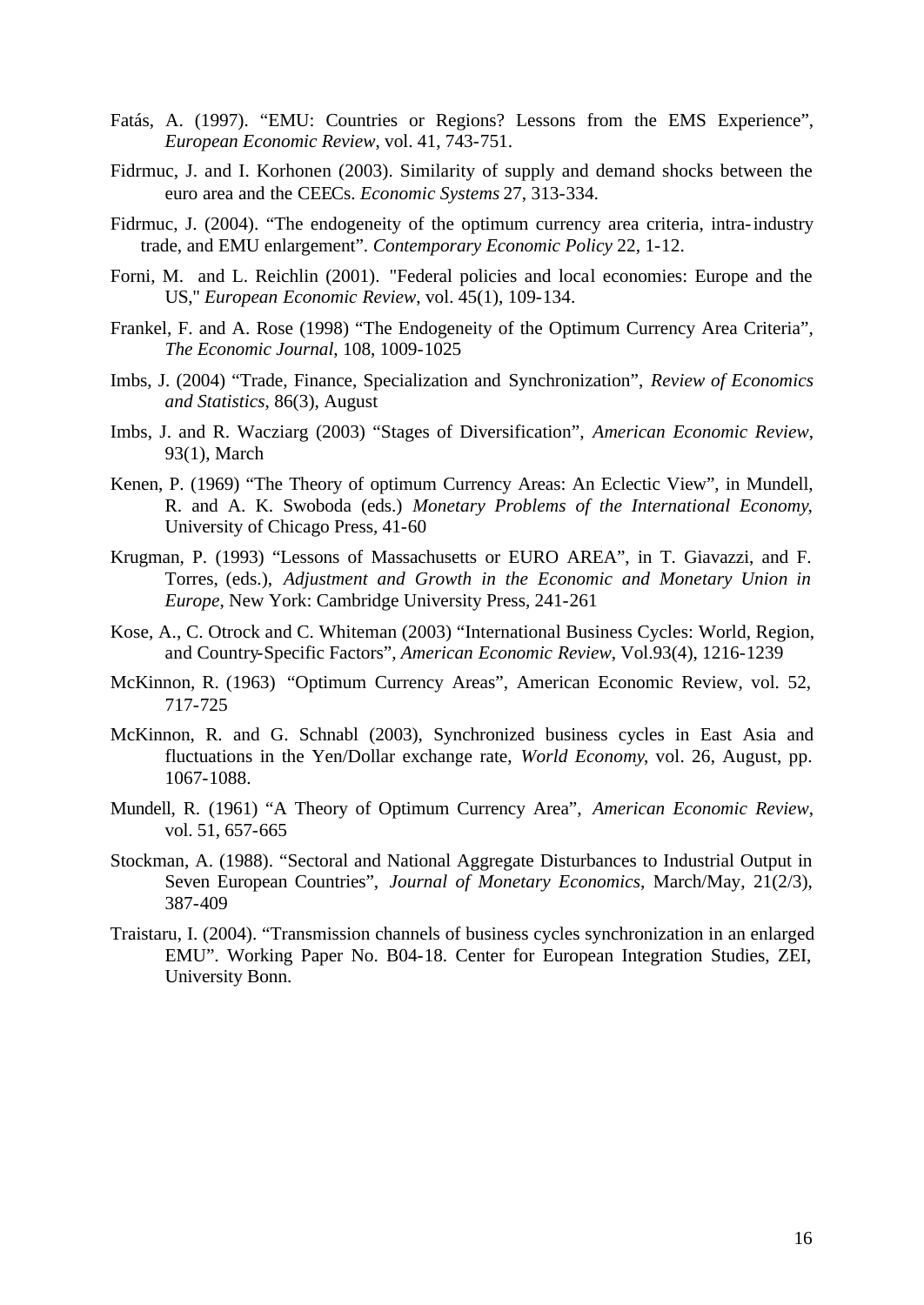Fatás, A. (1997). "EMU: Countries or Regions? Lessons from the EMS Experience", *European Economic Review*, vol. 41, 743-751.

Fidrmuc, J. and I. Korhonen (2003). Similarity of supply and demand shocks between the euro area and the CEECs. *Economic Systems* 27, 313-334.

Fidrmuc, J. (2004). "The endogeneity of the optimum currency area criteria, intra-industry trade, and EMU enlargement". *Contemporary Economic Policy* 22, 1-12.

Forni, M. and L. Reichlin (2001). "Federal policies and local economies: Europe and the US," *European Economic Review*, vol. 45(1), 109-134.

Frankel, F. and A. Rose (1998) "The Endogeneity of the Optimum Currency Area Criteria", *The Economic Journal*, 108, 1009-1025

Imbs, J. (2004) "Trade, Finance, Specialization and Synchronization", *Review of Economics and Statistics*, 86(3), August

Imbs, J. and R. Wacziarg (2003) "Stages of Diversification", *American Economic Review*, 93(1), March

Kenen, P. (1969) "The Theory of optimum Currency Areas: An Eclectic View", in Mundell, R. and A. K. Swoboda (eds.) *Monetary Problems of the International Economy*, University of Chicago Press, 41-60

Krugman, P. (1993) "Lessons of Massachusetts or EURO AREA", in T. Giavazzi, and F. Torres, (eds.), *Adjustment and Growth in the Economic and Monetary Union in Europe*, New York: Cambridge University Press, 241-261

Kose, A., C. Otrock and C. Whiteman (2003) "International Business Cycles: World, Region, and Country-Specific Factors", *American Economic Review*, Vol.93(4), 1216-1239

McKinnon, R. (1963) "Optimum Currency Areas", American Economic Review, vol. 52, 717-725

McKinnon, R. and G. Schnabl (2003), Synchronized business cycles in East Asia and fluctuations in the Yen/Dollar exchange rate, *World Economy*, vol. 26, August, pp. 1067-1088.

Mundell, R. (1961) "A Theory of Optimum Currency Area", *American Economic Review*, vol. 51, 657-665

Stockman, A. (1988). "Sectoral and National Aggregate Disturbances to Industrial Output in Seven European Countries", *Journal of Monetary Economics*, March/May, 21(2/3), 387-409

Traistaru, I. (2004). "Transmission channels of business cycles synchronization in an enlarged EMU". Working Paper No. B04-18. Center for European Integration Studies, ZEI, University Bonn.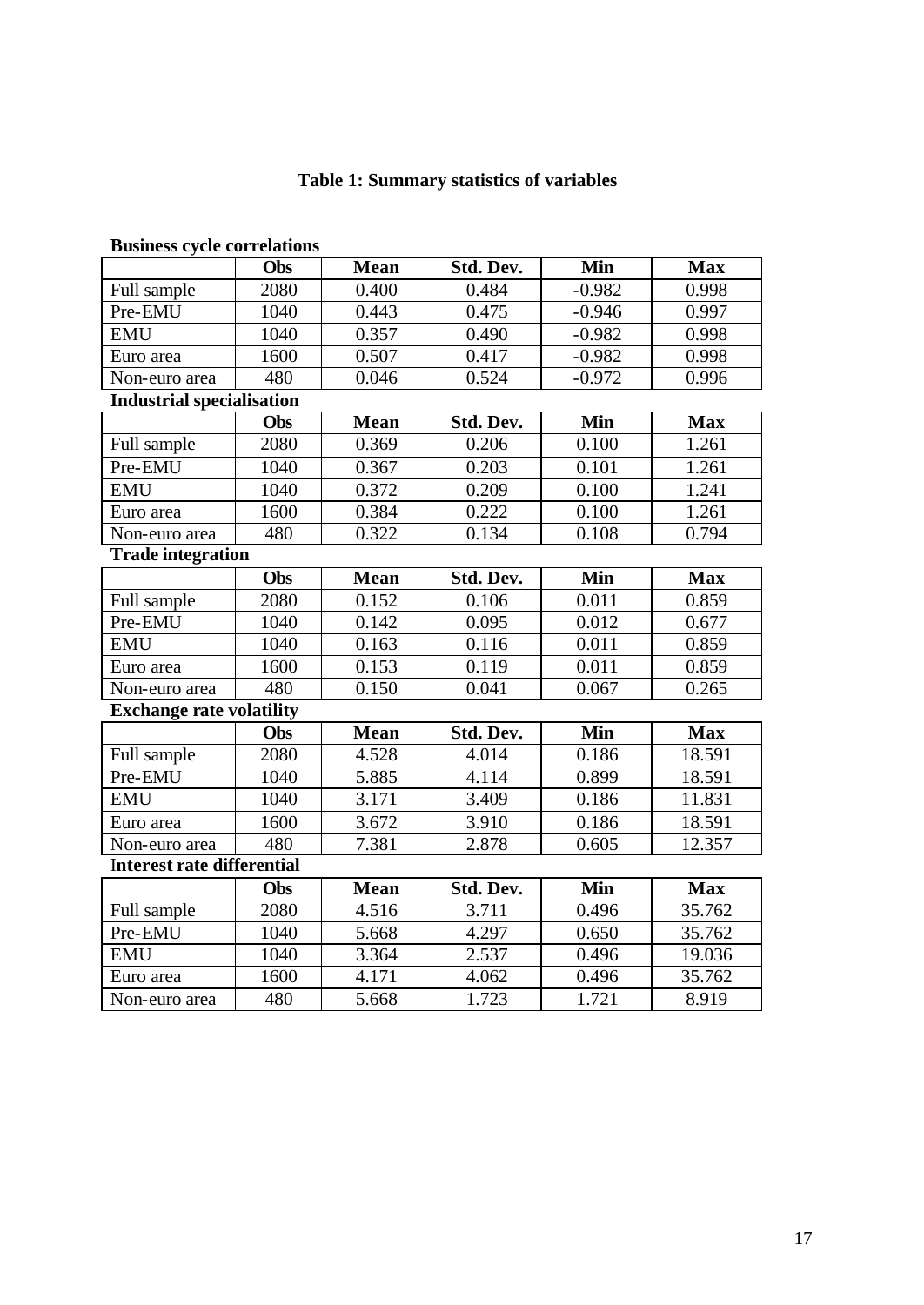**Table 1: Summary statistics of variables**

**Business cycle correlations**

| | Obs | Mean | Std. Dev. | Min | Max |
|---|---|---|---|---|---|
| Full sample | 2080 | 0.400 | 0.484 | -0.982 | 0.998 |
| Pre-EMU | 1040 | 0.443 | 0.475 | -0.946 | 0.997 |
| EMU | 1040 | 0.357 | 0.490 | -0.982 | 0.998 |
| Euro area | 1600 | 0.507 | 0.417 | -0.982 | 0.998 |
| Non-euro area | 480 | 0.046 | 0.524 | -0.972 | 0.996 |

**Industrial specialisation**

| | Obs | Mean | Std. Dev. | Min | Max |
|---|---|---|---|---|---|
| Full sample | 2080 | 0.369 | 0.206 | 0.100 | 1.261 |
| Pre-EMU | 1040 | 0.367 | 0.203 | 0.101 | 1.261 |
| EMU | 1040 | 0.372 | 0.209 | 0.100 | 1.241 |
| Euro area | 1600 | 0.384 | 0.222 | 0.100 | 1.261 |
| Non-euro area | 480 | 0.322 | 0.134 | 0.108 | 0.794 |

**Trade integration**

| | Obs | Mean | Std. Dev. | Min | Max |
|---|---|---|---|---|---|
| Full sample | 2080 | 0.152 | 0.106 | 0.011 | 0.859 |
| Pre-EMU | 1040 | 0.142 | 0.095 | 0.012 | 0.677 |
| EMU | 1040 | 0.163 | 0.116 | 0.011 | 0.859 |
| Euro area | 1600 | 0.153 | 0.119 | 0.011 | 0.859 |
| Non-euro area | 480 | 0.150 | 0.041 | 0.067 | 0.265 |

**Exchange rate volatility**

| | Obs | Mean | Std. Dev. | Min | Max |
|---|---|---|---|---|---|
| Full sample | 2080 | 4.528 | 4.014 | 0.186 | 18.591 |
| Pre-EMU | 1040 | 5.885 | 4.114 | 0.899 | 18.591 |
| EMU | 1040 | 3.171 | 3.409 | 0.186 | 11.831 |
| Euro area | 1600 | 3.672 | 3.910 | 0.186 | 18.591 |
| Non-euro area | 480 | 7.381 | 2.878 | 0.605 | 12.357 |

**Interest rate differential**

| | Obs | Mean | Std. Dev. | Min | Max |
|---|---|---|---|---|---|
| Full sample | 2080 | 4.516 | 3.711 | 0.496 | 35.762 |
| Pre-EMU | 1040 | 5.668 | 4.297 | 0.650 | 35.762 |
| EMU | 1040 | 3.364 | 2.537 | 0.496 | 19.036 |
| Euro area | 1600 | 4.171 | 4.062 | 0.496 | 35.762 |
| Non-euro area | 480 | 5.668 | 1.723 | 1.721 | 8.919 |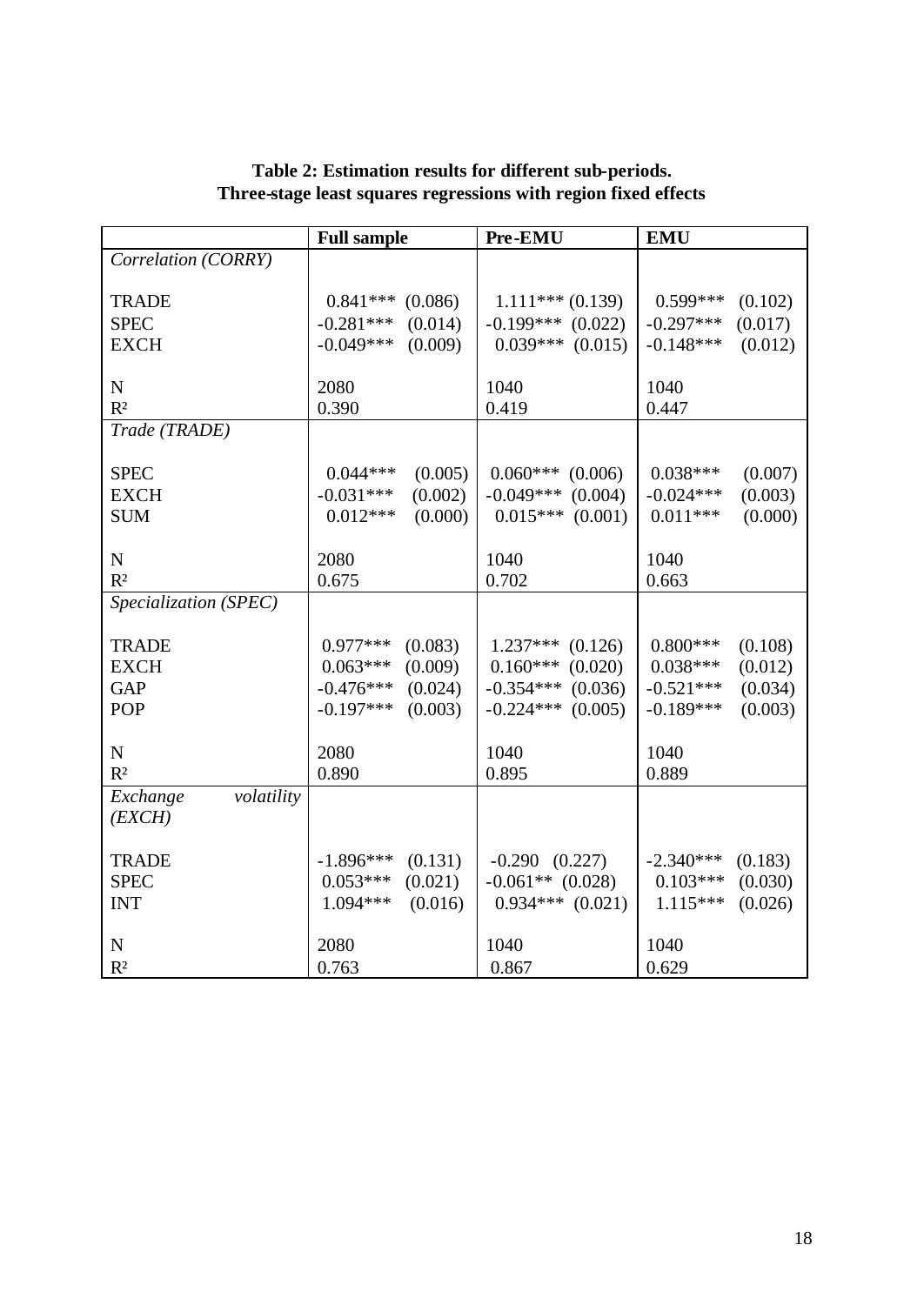**Table 2: Estimation results for different sub-periods.**
**Three-stage least squares regressions with region fixed effects**

| | Full sample | Pre-EMU | EMU |
|---|---|---|---|
| *Correlation (CORRY)* | | | |
| TRADE | 0.841*** (0.086) | 1.111*** (0.139) | 0.599*** (0.102) |
| SPEC | -0.281*** (0.014) | -0.199*** (0.022) | -0.297*** (0.017) |
| EXCH | -0.049*** (0.009) | 0.039*** (0.015) | -0.148*** (0.012) |
| N | 2080 | 1040 | 1040 |
| $R^2$ | 0.390 | 0.419 | 0.447 |
| *Trade (TRADE)* | | | |
| SPEC | 0.044*** (0.005) | 0.060*** (0.006) | 0.038*** (0.007) |
| EXCH | -0.031*** (0.002) | -0.049*** (0.004) | -0.024*** (0.003) |
| SUM | 0.012*** (0.000) | 0.015*** (0.001) | 0.011*** (0.000) |
| N | 2080 | 1040 | 1040 |
| $R^2$ | 0.675 | 0.702 | 0.663 |
| *Specialization (SPEC)* | | | |
| TRADE | 0.977*** (0.083) | 1.237*** (0.126) | 0.800*** (0.108) |
| EXCH | 0.063*** (0.009) | 0.160*** (0.020) | 0.038*** (0.012) |
| GAP | -0.476*** (0.024) | -0.354*** (0.036) | -0.521*** (0.034) |
| POP | -0.197*** (0.003) | -0.224*** (0.005) | -0.189*** (0.003) |
| N | 2080 | 1040 | 1040 |
| $R^2$ | 0.890 | 0.895 | 0.889 |
| *Exchange volatility (EXCH)* | | | |
| TRADE | -1.896*** (0.131) | -0.290 (0.227) | -2.340*** (0.183) |
| SPEC | 0.053*** (0.021) | -0.061** (0.028) | 0.103*** (0.030) |
| INT | 1.094*** (0.016) | 0.934*** (0.021) | 1.115*** (0.026) |
| N | 2080 | 1040 | 1040 |
| $R^2$ | 0.763 | 0.867 | 0.629 |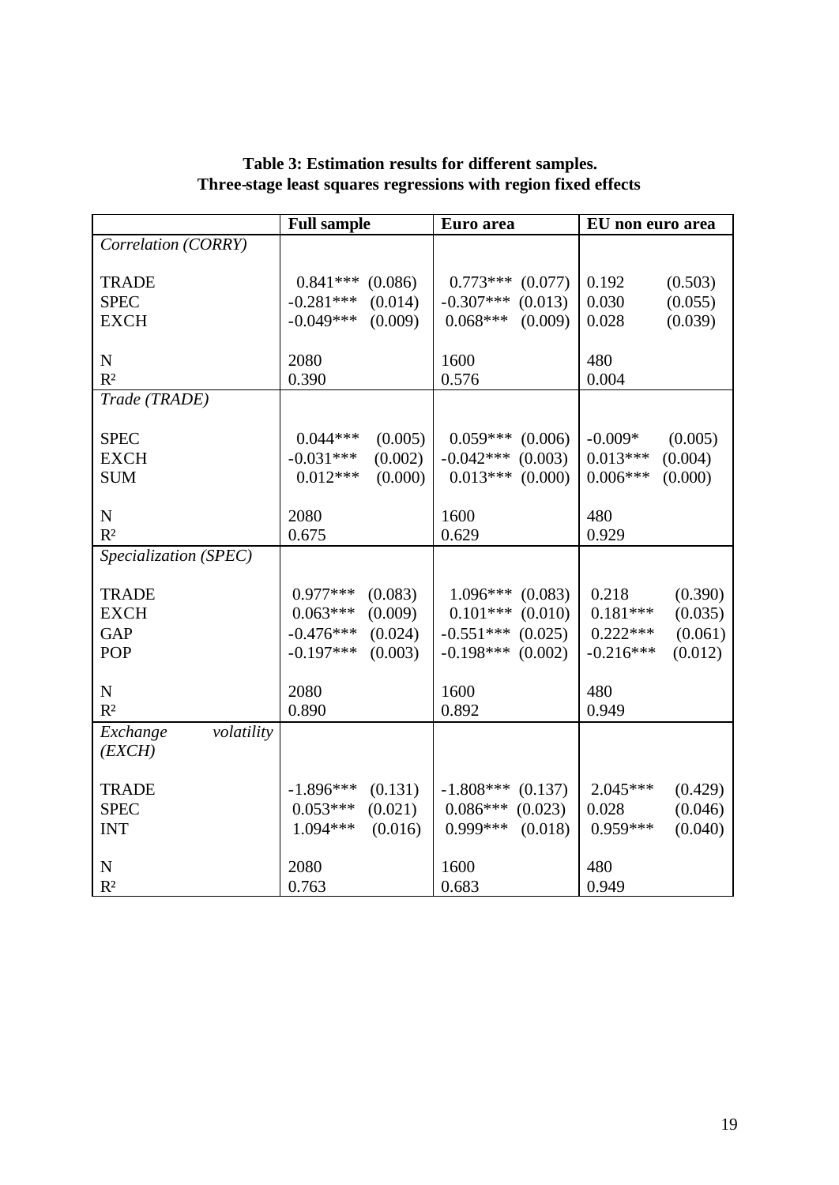**Table 3: Estimation results for different samples. Three-stage least squares regressions with region fixed effects**

| | Full sample | | Euro area | | EU non euro area | |
|---|---|---|---|---|---|---|
| *Correlation (CORRY)* | | | | | | |
| TRADE | 0.841*** | (0.086) | 0.773*** | (0.077) | 0.192 | (0.503) |
| SPEC | -0.281*** | (0.014) | -0.307*** | (0.013) | 0.030 | (0.055) |
| EXCH | -0.049*** | (0.009) | 0.068*** | (0.009) | 0.028 | (0.039) |
| N | 2080 | | 1600 | | 480 | |
| $R^2$ | 0.390 | | 0.576 | | 0.004 | |
| *Trade (TRADE)* | | | | | | |
| SPEC | 0.044*** | (0.005) | 0.059*** | (0.006) | -0.009* | (0.005) |
| EXCH | -0.031*** | (0.002) | -0.042*** | (0.003) | 0.013*** | (0.004) |
| SUM | 0.012*** | (0.000) | 0.013*** | (0.000) | 0.006*** | (0.000) |
| N | 2080 | | 1600 | | 480 | |
| $R^2$ | 0.675 | | 0.629 | | 0.929 | |
| *Specialization (SPEC)* | | | | | | |
| TRADE | 0.977*** | (0.083) | 1.096*** | (0.083) | 0.218 | (0.390) |
| EXCH | 0.063*** | (0.009) | 0.101*** | (0.010) | 0.181*** | (0.035) |
| GAP | -0.476*** | (0.024) | -0.551*** | (0.025) | 0.222*** | (0.061) |
| POP | -0.197*** | (0.003) | -0.198*** | (0.002) | -0.216*** | (0.012) |
| N | 2080 | | 1600 | | 480 | |
| $R^2$ | 0.890 | | 0.892 | | 0.949 | |
| *Exchange volatility (EXCH)* | | | | | | |
| TRADE | -1.896*** | (0.131) | -1.808*** | (0.137) | 2.045*** | (0.429) |
| SPEC | 0.053*** | (0.021) | 0.086*** | (0.023) | 0.028 | (0.046) |
| INT | 1.094*** | (0.016) | 0.999*** | (0.018) | 0.959*** | (0.040) |
| N | 2080 | | 1600 | | 480 | |
| $R^2$ | 0.763 | | 0.683 | | 0.949 | |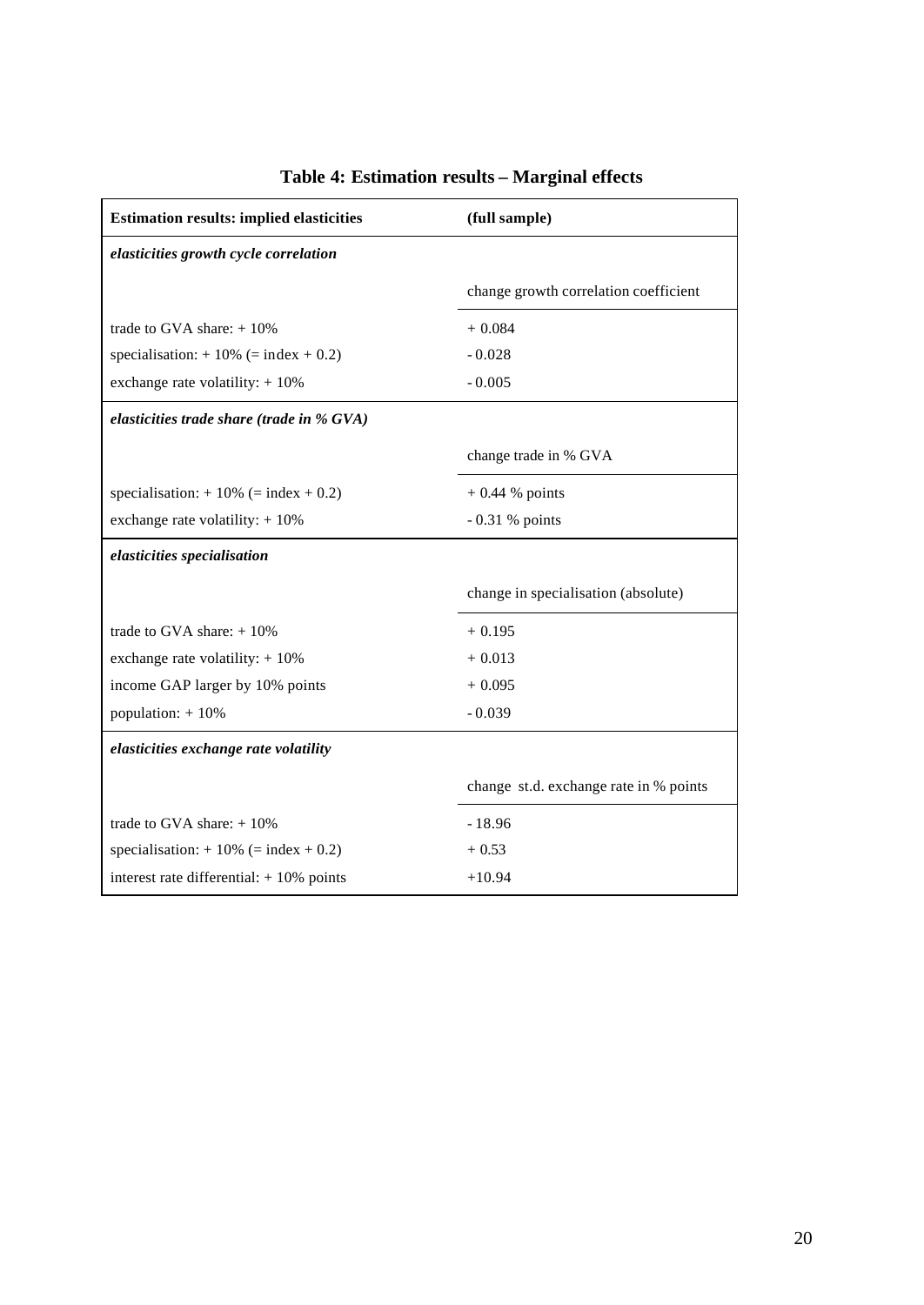**Table 4: Estimation results – Marginal effects**

| **Estimation results: implied elasticities** | **(full sample)** |
|---|---|
| ***elasticities growth cycle correlation*** | |
| | change growth correlation coefficient |
| trade to GVA share: + 10% | + 0.084 |
| specialisation: + 10% (= index + 0.2) | - 0.028 |
| exchange rate volatility: + 10% | - 0.005 |
| ***elasticities trade share (trade in % GVA)*** | |
| | change trade in % GVA |
| specialisation: + 10% (= index + 0.2) | + 0.44 % points |
| exchange rate volatility: + 10% | - 0.31 % points |
| ***elasticities specialisation*** | |
| | change in specialisation (absolute) |
| trade to GVA share: + 10% | + 0.195 |
| exchange rate volatility: + 10% | + 0.013 |
| income GAP larger by 10% points | + 0.095 |
| population: + 10% | - 0.039 |
| ***elasticities exchange rate volatility*** | |
| | change st.d. exchange rate in % points |
| trade to GVA share: + 10% | - 18.96 |
| specialisation: + 10% (= index + 0.2) | + 0.53 |
| interest rate differential: + 10% points | +10.94 |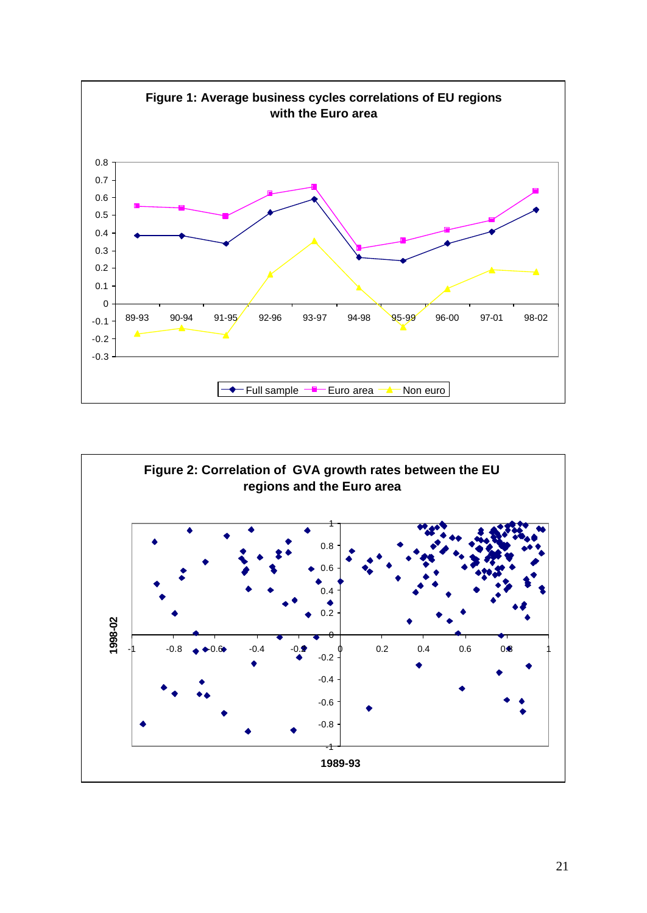**Figure 1: Average business cycles correlations of EU regions with the Euro area**

**Figure 2: Correlation of GVA growth rates between the EU regions and the Euro area**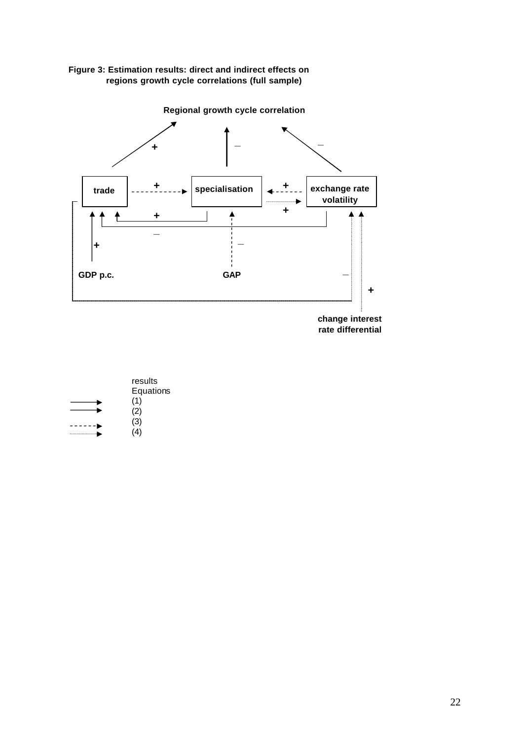**Figure 3: Estimation results: direct and indirect effects on regions growth cycle correlations (full sample)**

Regional growth cycle correlation

\+

–

–

trade

\+

specialisation

\+

exchange rate volatility

\+

\+

–

\+

–

GDP p.c.

GAP

–

\+

change interest rate differential

results
Equations
(1)
(2)
(3)
(4)